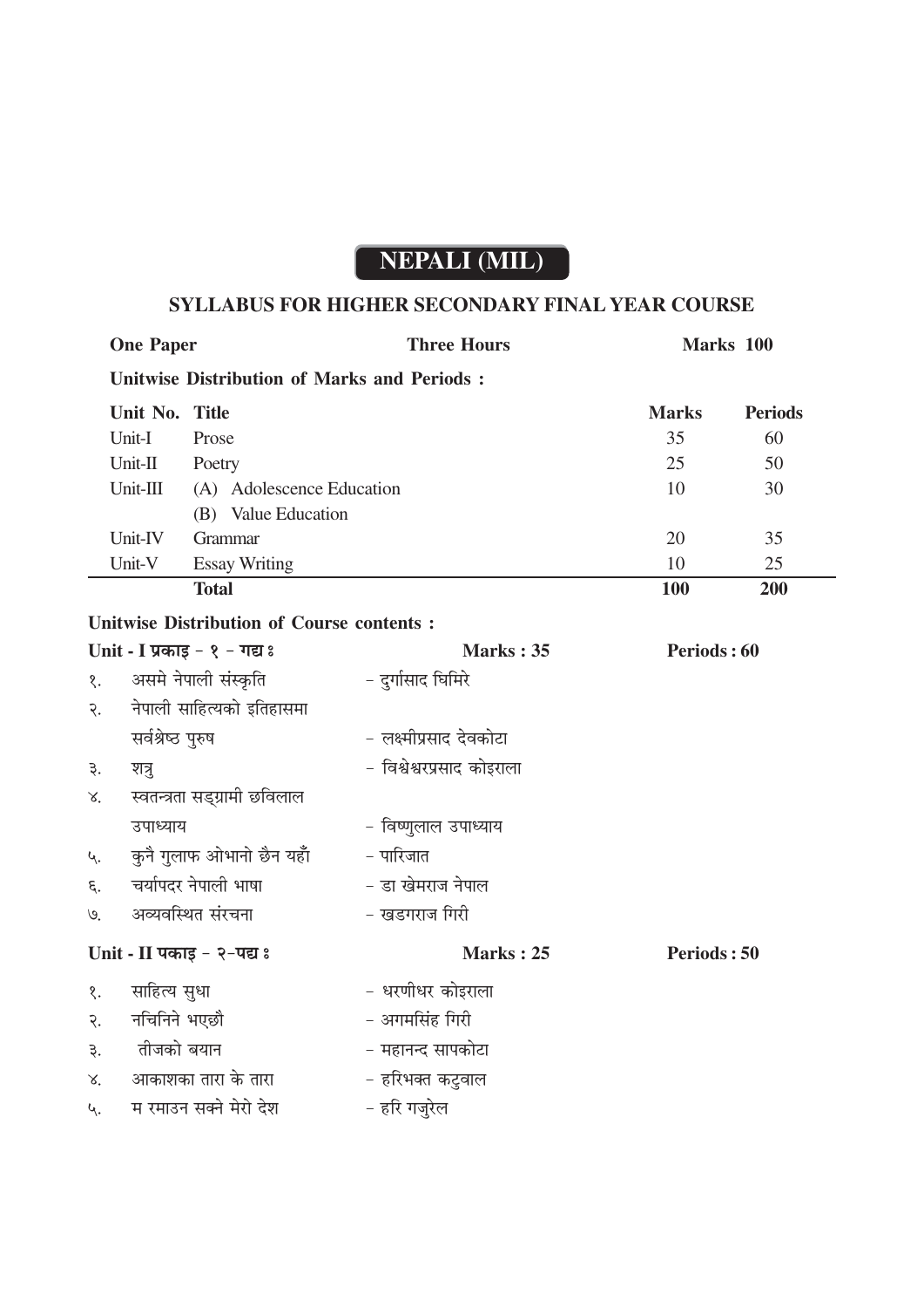# NEPALI (MIL)

## SYLLABUS FOR HIGHER SECONDARY FINAL YEAR COURSE

**One Paper** | **Three Hours** | **Marks 100**

**Unitwise Distribution of Marks and Periods :**

| Unit No. | Title | Marks | Periods |
|---|---|---|---|
| Unit-I | Prose | 35 | 60 |
| Unit-II | Poetry | 25 | 50 |
| Unit-III | (A) Adolescence Education<br>(B) Value Education | 10 | 30 |
| Unit-IV | Grammar | 20 | 35 |
| Unit-V | Essay Writing | 10 | 25 |
| | **Total** | **100** | **200** |

**Unitwise Distribution of Course contents :**

**Unit - I प्रकाइ - १ - गद्य ः** — **Marks : 35** — **Periods : 60**

१. असमे नेपाली संस्कृति - दुर्गासाद घिमिरे
२. नेपाली साहित्यको इतिहासमा सर्वश्रेष्ठ पुरुष - लक्ष्मीप्रसाद देवकोटा
३. शत्रु - विश्वेश्वरप्रसाद कोइराला
४. स्वतन्त्रता सङ्ग्रामी छविलाल उपाध्याय - विष्णुलाल उपाध्याय
५. कुनै गुलाफ ओभानो छैन यहाँ - पारिजात
६. चर्यापदर नेपाली भाषा - डा खेमराज नेपाल
७. अव्यवस्थित संरचना - खडगराज गिरी

**Unit - II पकाइ - २-पद्य ः** — **Marks : 25** — **Periods : 50**

१. साहित्य सुधा - धरणीधर कोइराला
२. नचिनिने भएछौ - अगमसिंह गिरी
३. तीजको बयान - महानन्द सापकोटा
४. आकाशका तारा के तारा - हरिभक्त कटुवाल
५. म रमाउन सक्ने मेरो देश - हरि गजुरेल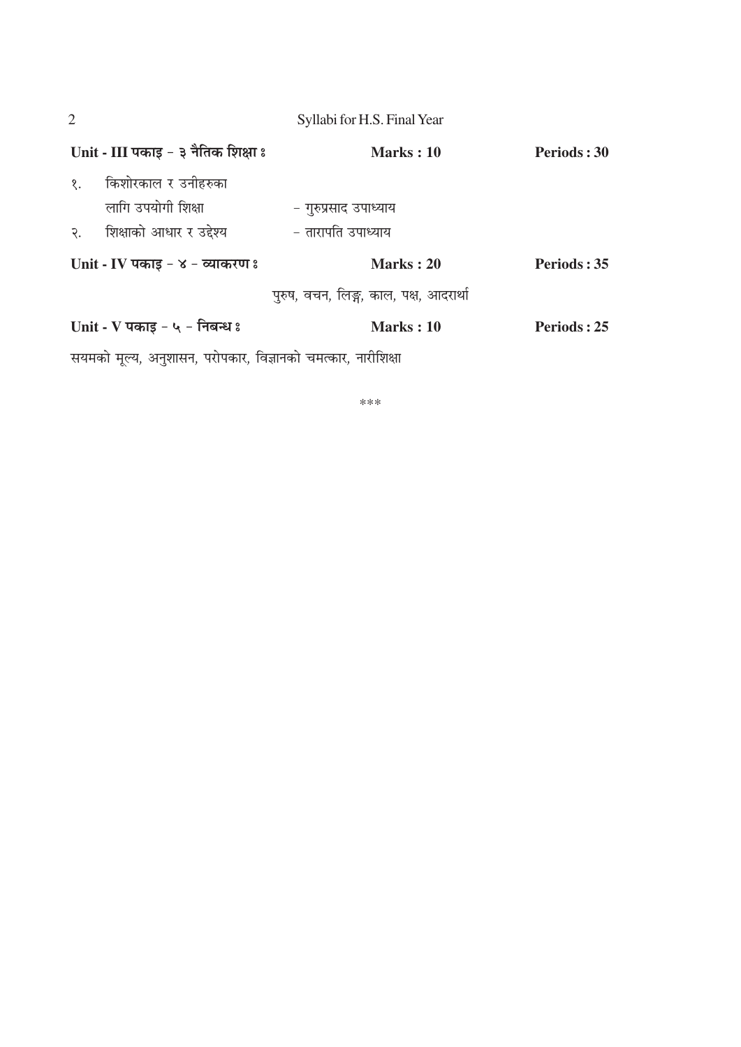**Unit - III पकाइ – ३ नैतिक शिक्षा ः** **Marks : 10** **Periods : 30**

१. किशोरकाल र उनीहरुका लागि उपयोगी शिक्षा – गुरुप्रसाद उपाध्याय

२. शिक्षाको आधार र उद्देश्य – तारापति उपाध्याय

**Unit - IV पकाइ – ४ – व्याकरण ः** **Marks : 20** **Periods : 35**

पुरुष, वचन, लिङ्ग, काल, पक्ष, आदरार्था

**Unit - V पकाइ – ५ – निबन्ध ः** **Marks : 10** **Periods : 25**

सयमको मूल्य, अनुशासन, परोपकार, विज्ञानको चमत्कार, नारीशिक्षा

***